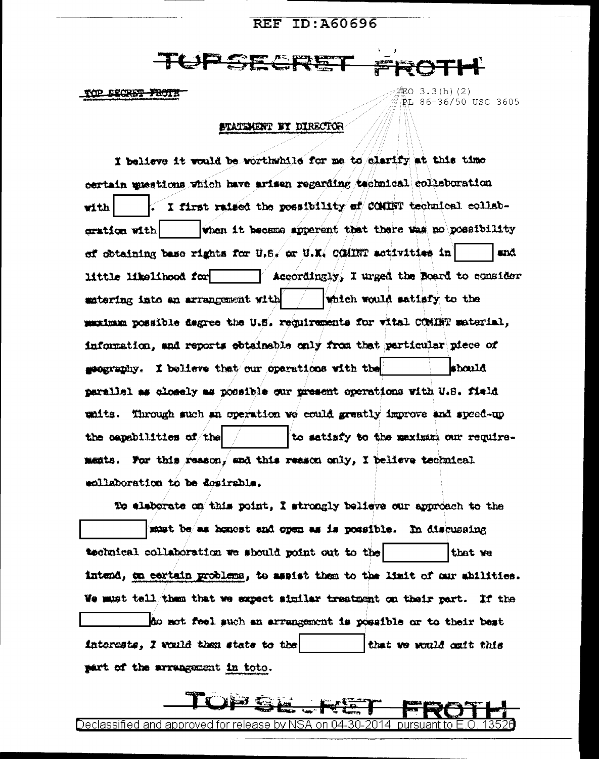TOP SECRET FROTH

EO 3.3(h)(2)
PL 86-36/50 USC 3605

STATEMENT BY DIRECTOR

I believe it would be worthwhile for me to clarify at this time certain questions which have arisen regarding technical collaboration with [ ]. I first raised the possibility of COMINT technical collaboration with [ ] when it became apparent that there was no possibility of obtaining base rights for U.S. or U.K. COMINT activities in [ ] and little likelihood for [ ] Accordingly, I urged the Board to consider entering into an arrangement with [ ] which would satisfy to the maximum possible degree the U.S. requirements for vital COMINT material, information, and reports obtainable only from that particular piece of geography. I believe that our operations with the [ ] should parallel as closely as possible our present operations with U.S. field units. Through such an operation we could greatly improve and speed-up the capabilities of the [ ] to satisfy to the maximum our requirements. For this reason, and this reason only, I believe technical collaboration to be desirable.

To elaborate on this point, I strongly believe our approach to the [ ] must be as honest and open as is possible. In discussing technical collaboration we should point out to the [ ] that we intend, on certain problems, to assist them to the limit of our abilities. We must tell them that we expect similar treatment on their part. If the [ ] do not feel such an arrangement is possible or to their best interests, I would then state to the [ ] that we would omit this part of the arrangement in toto.

TOP SECRET FROTH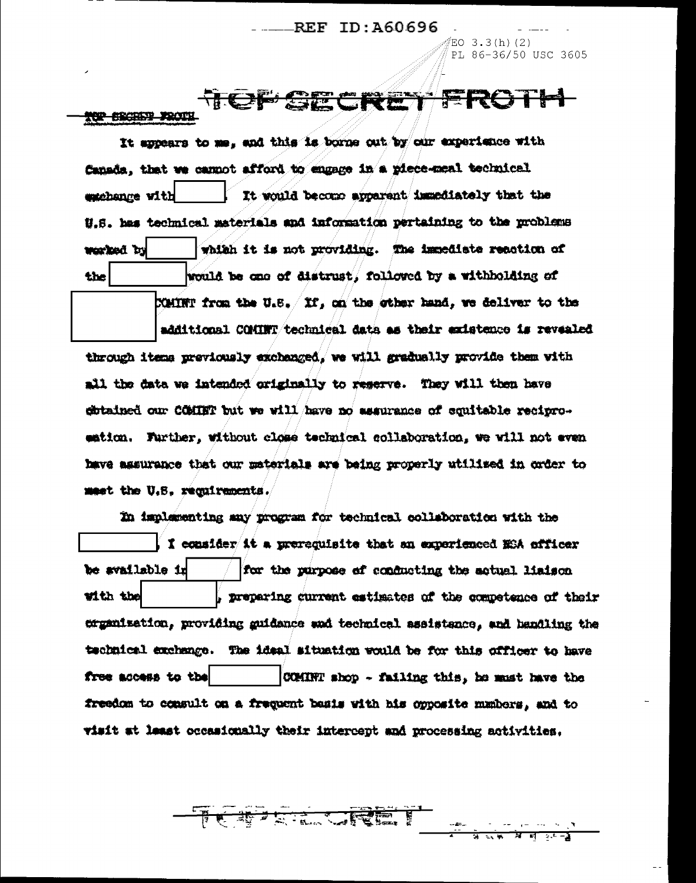It appears to me, and this is borne out by our experience with Canada, that we cannot afford to engage in a piece-meal technical exchange with [redacted]. It would become apparent immediately that the U.S. has technical materials and information pertaining to the problems worked by [redacted] which it is not providing. The immediate reaction of the [redacted] would be one of distrust, followed by a withholding of [redacted] COMINT from the U.S. If, on the other hand, we deliver to the [redacted] additional COMINT technical data as their existence is revealed through items previously exchanged, we will gradually provide them with all the data we intended originally to reserve. They will then have obtained our COMINT but we will have no assurance of equitable reciprocation. Further, without close technical collaboration, we will not even have assurance that our materials are being properly utilized in order to meet the U.S. requirements.

In implementing any program for technical collaboration with the [redacted], I consider it a prerequisite that an experienced NSA officer be available in [redacted] for the purpose of conducting the actual liaison with the [redacted], preparing current estimates of the competence of their organization, providing guidance and technical assistance, and handling the technical exchange. The ideal situation would be for this officer to have free access to the [redacted] COMINT shop - failing this, he must have the freedom to consult on a frequent basis with his opposite numbers, and to visit at least occasionally their intercept and processing activities.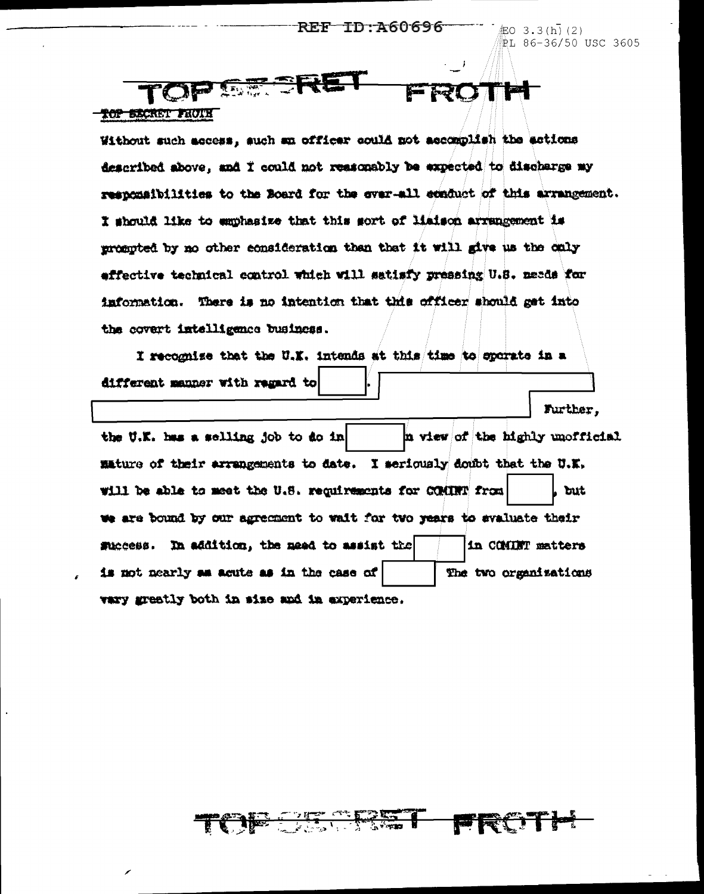TOP SECRET FROTH

Without such access, such an officer could not accomplish the actions described above, and I could not reasonably be expected to discharge my responsibilities to the Board for the over-all conduct of this arrangement. I should like to emphasize that this sort of liaison arrangement is prompted by no other consideration than that it will give us the only effective technical control which will satisfy pressing U.S. needs for information. There is no intention that this officer should get into the covert intelligence business.

I recognize that the U.K. intends at this time to operate in a different manner with regard to [ ]. [ ] Further, the U.K. has a selling job to do in [ ] in view of the highly unofficial nature of their arrangements to date. I seriously doubt that the U.K. will be able to meet the U.S. requirements for COMINT from [ ], but we are bound by our agreement to wait for two years to evaluate their success. In addition, the need to assist the [ ] in COMINT matters is not nearly as acute as in the case of [ ] The two organizations vary greatly both in size and in experience.